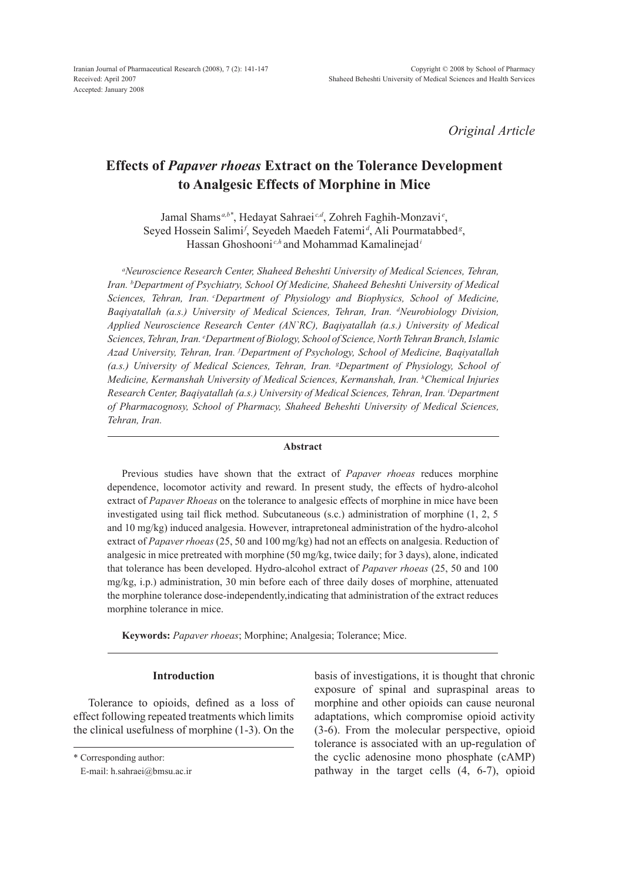Original Article

# Effects of *Papaver rhoeas* Extract on the Tolerance Development to Analgesic Effects of Morphine in Mice

Jamal Shams[a,b*], Hedayat Sahraei[c,d], Zohreh Faghih-Monzavi[e], Seyed Hossein Salimi[f], Seyedeh Maedeh Fatemi[d], Ali Pourmatabbed[g], Hassan Ghoshooni[c,h] and Mohammad Kamalinejad[i]

*[a]Neuroscience Research Center, Shaheed Beheshti University of Medical Sciences, Tehran, Iran. [b]Department of Psychiatry, School Of Medicine, Shaheed Beheshti University of Medical Sciences, Tehran, Iran. [c]Department of Physiology and Biophysics, School of Medicine, Baqiyatallah (a.s.) University of Medical Sciences, Tehran, Iran. [d]Neurobiology Division, Applied Neuroscience Research Center (AN`RC), Baqiyatallah (a.s.) University of Medical Sciences, Tehran, Iran. [e]Department of Biology, School of Science, North Tehran Branch, Islamic Azad University, Tehran, Iran. [f]Department of Psychology, School of Medicine, Baqiyatallah (a.s.) University of Medical Sciences, Tehran, Iran. [g]Department of Physiology, School of Medicine, Kermanshah University of Medical Sciences, Kermanshah, Iran. [h]Chemical Injuries Research Center, Baqiyatallah (a.s.) University of Medical Sciences, Tehran, Iran. [i]Department of Pharmacognosy, School of Pharmacy, Shaheed Beheshti University of Medical Sciences, Tehran, Iran.*

## Abstract

Previous studies have shown that the extract of *Papaver rhoeas* reduces morphine dependence, locomotor activity and reward. In present study, the effects of hydro-alcohol extract of *Papaver Rhoeas* on the tolerance to analgesic effects of morphine in mice have been investigated using tail flick method. Subcutaneous (s.c.) administration of morphine (1, 2, 5 and 10 mg/kg) induced analgesia. However, intrapretoneal administration of the hydro-alcohol extract of *Papaver rhoeas* (25, 50 and 100 mg/kg) had not an effects on analgesia. Reduction of analgesic in mice pretreated with morphine (50 mg/kg, twice daily; for 3 days), alone, indicated that tolerance has been developed. Hydro-alcohol extract of *Papaver rhoeas* (25, 50 and 100 mg/kg, i.p.) administration, 30 min before each of three daily doses of morphine, attenuated the morphine tolerance dose-independently,indicating that administration of the extract reduces morphine tolerance in mice.

**Keywords:** *Papaver rhoeas*; Morphine; Analgesia; Tolerance; Mice.

## Introduction

Tolerance to opioids, defined as a loss of effect following repeated treatments which limits the clinical usefulness of morphine (1-3). On the basis of investigations, it is thought that chronic exposure of spinal and supraspinal areas to morphine and other opioids can cause neuronal adaptations, which compromise opioid activity (3-6). From the molecular perspective, opioid tolerance is associated with an up-regulation of the cyclic adenosine mono phosphate (cAMP) pathway in the target cells (4, 6-7), opioid

\* Corresponding author:

E-mail: h.sahraei@bmsu.ac.ir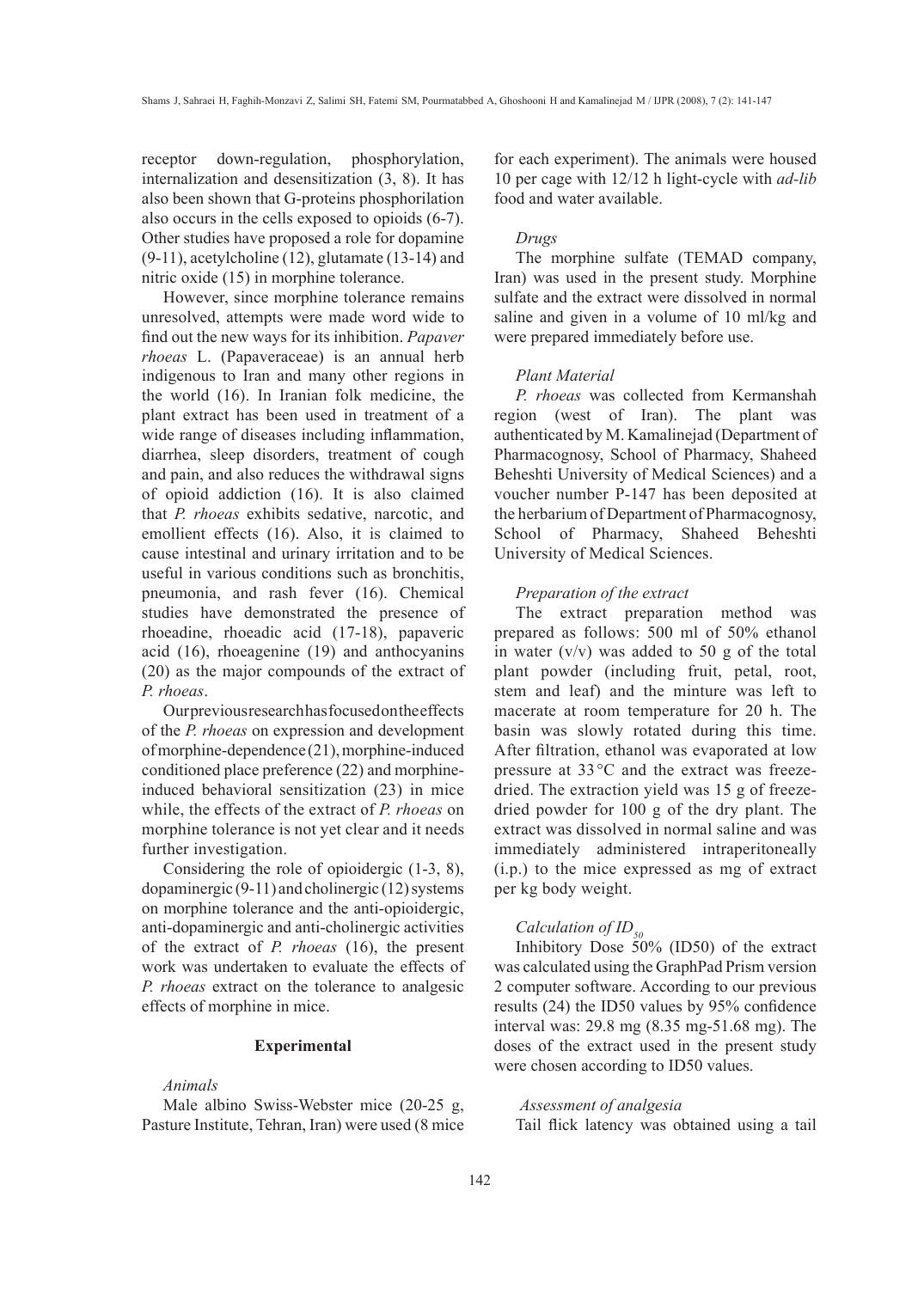receptor down-regulation, phosphorylation, internalization and desensitization (3, 8). It has also been shown that G-proteins phosphorilation also occurs in the cells exposed to opioids (6-7). Other studies have proposed a role for dopamine (9-11), acetylcholine (12), glutamate (13-14) and nitric oxide (15) in morphine tolerance.

However, since morphine tolerance remains unresolved, attempts were made word wide to find out the new ways for its inhibition. *Papaver rhoeas* L. (Papaveraceae) is an annual herb indigenous to Iran and many other regions in the world (16). In Iranian folk medicine, the plant extract has been used in treatment of a wide range of diseases including inflammation, diarrhea, sleep disorders, treatment of cough and pain, and also reduces the withdrawal signs of opioid addiction (16). It is also claimed that *P. rhoeas* exhibits sedative, narcotic, and emollient effects (16). Also, it is claimed to cause intestinal and urinary irritation and to be useful in various conditions such as bronchitis, pneumonia, and rash fever (16). Chemical studies have demonstrated the presence of rhoeadine, rhoeadic acid (17-18), papaveric acid (16), rhoeagenine (19) and anthocyanins (20) as the major compounds of the extract of *P. rhoeas*.

Our previous research has focused on the effects of the *P. rhoeas* on expression and development of morphine-dependence (21), morphine-induced conditioned place preference (22) and morphine-induced behavioral sensitization (23) in mice while, the effects of the extract of *P. rhoeas* on morphine tolerance is not yet clear and it needs further investigation.

Considering the role of opioidergic (1-3, 8), dopaminergic (9-11) and cholinergic (12) systems on morphine tolerance and the anti-opioidergic, anti-dopaminergic and anti-cholinergic activities of the extract of *P. rhoeas* (16), the present work was undertaken to evaluate the effects of *P. rhoeas* extract on the tolerance to analgesic effects of morphine in mice.

## Experimental

### *Animals*

Male albino Swiss-Webster mice (20-25 g, Pasture Institute, Tehran, Iran) were used (8 mice for each experiment). The animals were housed 10 per cage with 12/12 h light-cycle with *ad-lib* food and water available.

### *Drugs*

The morphine sulfate (TEMAD company, Iran) was used in the present study. Morphine sulfate and the extract were dissolved in normal saline and given in a volume of 10 ml/kg and were prepared immediately before use.

### *Plant Material*

*P. rhoeas* was collected from Kermanshah region (west of Iran). The plant was authenticated by M. Kamalinejad (Department of Pharmacognosy, School of Pharmacy, Shaheed Beheshti University of Medical Sciences) and a voucher number P-147 has been deposited at the herbarium of Department of Pharmacognosy, School of Pharmacy, Shaheed Beheshti University of Medical Sciences.

### *Preparation of the extract*

The extract preparation method was prepared as follows: 500 ml of 50% ethanol in water (v/v) was added to 50 g of the total plant powder (including fruit, petal, root, stem and leaf) and the minture was left to macerate at room temperature for 20 h. The basin was slowly rotated during this time. After filtration, ethanol was evaporated at low pressure at 33 °C and the extract was freeze-dried. The extraction yield was 15 g of freeze-dried powder for 100 g of the dry plant. The extract was dissolved in normal saline and was immediately administered intraperitoneally (i.p.) to the mice expressed as mg of extract per kg body weight.

### *Calculation of $ID_{50}$*

Inhibitory Dose 50% (ID50) of the extract was calculated using the GraphPad Prism version 2 computer software. According to our previous results (24) the ID50 values by 95% confidence interval was: 29.8 mg (8.35 mg-51.68 mg). The doses of the extract used in the present study were chosen according to ID50 values.

### *Assessment of analgesia*

Tail flick latency was obtained using a tail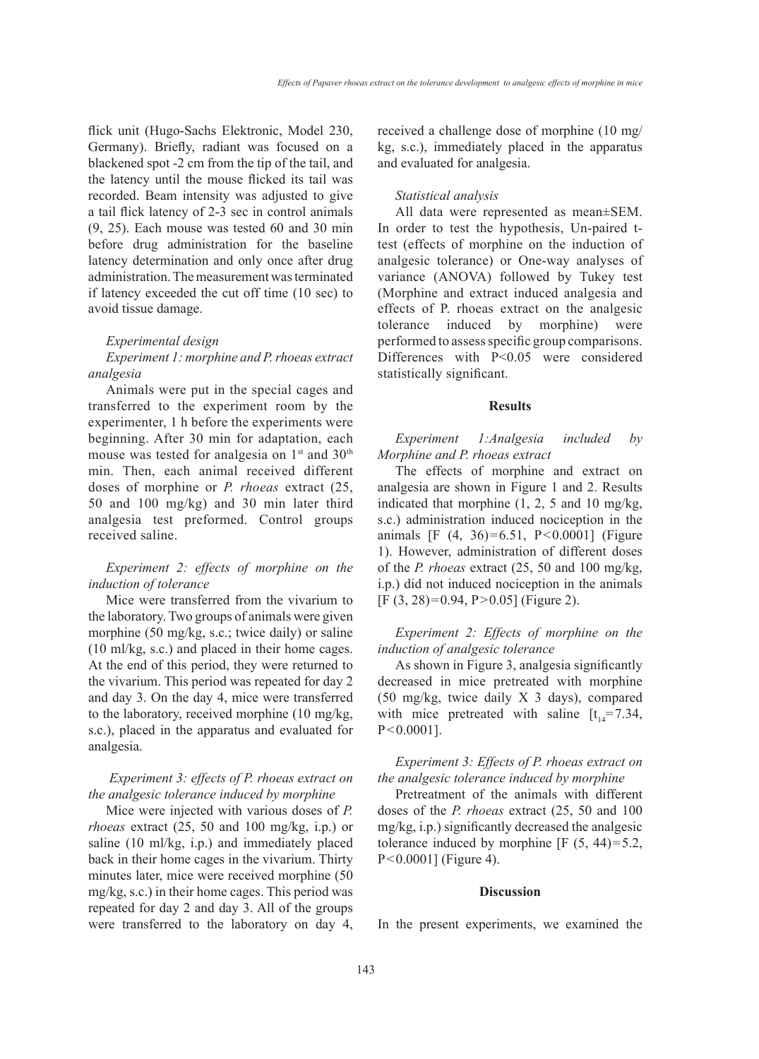flick unit (Hugo-Sachs Elektronic, Model 230, Germany). Briefly, radiant was focused on a blackened spot -2 cm from the tip of the tail, and the latency until the mouse flicked its tail was recorded. Beam intensity was adjusted to give a tail flick latency of 2-3 sec in control animals (9, 25). Each mouse was tested 60 and 30 min before drug administration for the baseline latency determination and only once after drug administration. The measurement was terminated if latency exceeded the cut off time (10 sec) to avoid tissue damage.

### *Experimental design*

#### *Experiment 1: morphine and P. rhoeas extract analgesia*

Animals were put in the special cages and transferred to the experiment room by the experimenter, 1 h before the experiments were beginning. After 30 min for adaptation, each mouse was tested for analgesia on 1[st] and 30[th] min. Then, each animal received different doses of morphine or *P. rhoeas* extract (25, 50 and 100 mg/kg) and 30 min later third analgesia test preformed. Control groups received saline.

#### *Experiment 2: effects of morphine on the induction of tolerance*

Mice were transferred from the vivarium to the laboratory. Two groups of animals were given morphine (50 mg/kg, s.c.; twice daily) or saline (10 ml/kg, s.c.) and placed in their home cages. At the end of this period, they were returned to the vivarium. This period was repeated for day 2 and day 3. On the day 4, mice were transferred to the laboratory, received morphine (10 mg/kg, s.c.), placed in the apparatus and evaluated for analgesia.

#### *Experiment 3: effects of P. rhoeas extract on the analgesic tolerance induced by morphine*

Mice were injected with various doses of *P. rhoeas* extract (25, 50 and 100 mg/kg, i.p.) or saline (10 ml/kg, i.p.) and immediately placed back in their home cages in the vivarium. Thirty minutes later, mice were received morphine (50 mg/kg, s.c.) in their home cages. This period was repeated for day 2 and day 3. All of the groups were transferred to the laboratory on day 4, received a challenge dose of morphine (10 mg/kg, s.c.), immediately placed in the apparatus and evaluated for analgesia.

### *Statistical analysis*

All data were represented as mean±SEM. In order to test the hypothesis, Un-paired t-test (effects of morphine on the induction of analgesic tolerance) or One-way analyses of variance (ANOVA) followed by Tukey test (Morphine and extract induced analgesia and effects of P. rhoeas extract on the analgesic tolerance induced by morphine) were performed to assess specific group comparisons. Differences with P<0.05 were considered statistically significant.

## Results

### *Experiment 1:Analgesia included by Morphine and P. rhoeas extract*

The effects of morphine and extract on analgesia are shown in Figure 1 and 2. Results indicated that morphine (1, 2, 5 and 10 mg/kg, s.c.) administration induced nociception in the animals [$F(4, 36)=6.51$, $P<0.0001$] (Figure 1). However, administration of different doses of the *P. rhoeas* extract (25, 50 and 100 mg/kg, i.p.) did not induced nociception in the animals [$F(3, 28)=0.94$, $P>0.05$] (Figure 2).

### *Experiment 2: Effects of morphine on the induction of analgesic tolerance*

As shown in Figure 3, analgesia significantly decreased in mice pretreated with morphine (50 mg/kg, twice daily X 3 days), compared with mice pretreated with saline [$t_{14}=7.34$, $P<0.0001$].

### *Experiment 3: Effects of P. rhoeas extract on the analgesic tolerance induced by morphine*

Pretreatment of the animals with different doses of the *P. rhoeas* extract (25, 50 and 100 mg/kg, i.p.) significantly decreased the analgesic tolerance induced by morphine [$F(5, 44)=5.2$, $P<0.0001$] (Figure 4).

## Discussion

In the present experiments, we examined the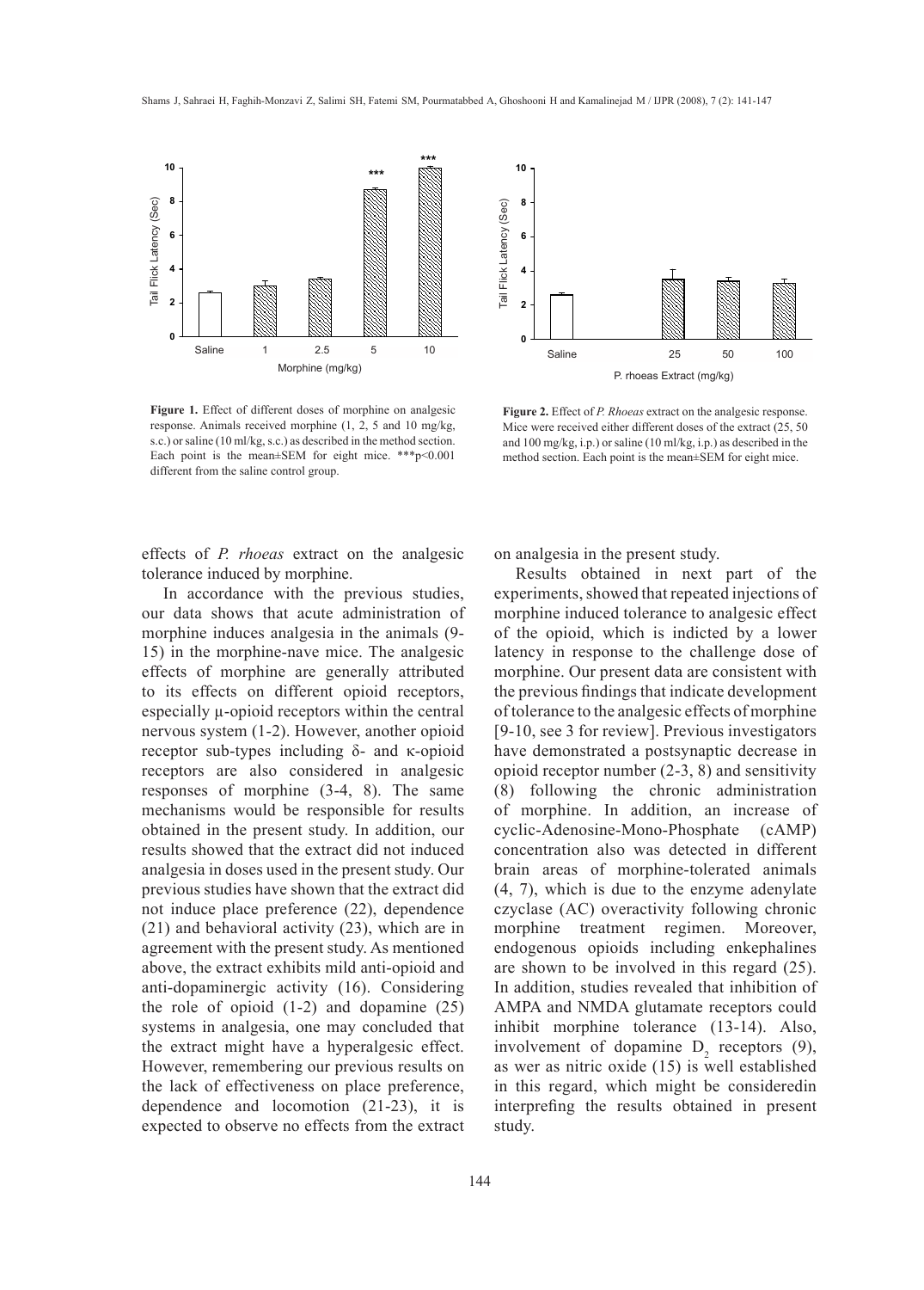**Figure 1.** Effect of different doses of morphine on analgesic response. Animals received morphine (1, 2, 5 and 10 mg/kg, s.c.) or saline (10 ml/kg, s.c.) as described in the method section. Each point is the mean±SEM for eight mice. ***p<0.001 different from the saline control group.

**Figure 2.** Effect of *P. Rhoeas* extract on the analgesic response. Mice were received either different doses of the extract (25, 50 and 100 mg/kg, i.p.) or saline (10 ml/kg, i.p.) as described in the method section. Each point is the mean±SEM for eight mice.

effects of *P. rhoeas* extract on the analgesic tolerance induced by morphine.

In accordance with the previous studies, our data shows that acute administration of morphine induces analgesia in the animals (9-15) in the morphine-nave mice. The analgesic effects of morphine are generally attributed to its effects on different opioid receptors, especially μ-opioid receptors within the central nervous system (1-2). However, another opioid receptor sub-types including δ- and κ-opioid receptors are also considered in analgesic responses of morphine (3-4, 8). The same mechanisms would be responsible for results obtained in the present study. In addition, our results showed that the extract did not induced analgesia in doses used in the present study. Our previous studies have shown that the extract did not induce place preference (22), dependence (21) and behavioral activity (23), which are in agreement with the present study. As mentioned above, the extract exhibits mild anti-opioid and anti-dopaminergic activity (16). Considering the role of opioid (1-2) and dopamine (25) systems in analgesia, one may concluded that the extract might have a hyperalgesic effect. However, remembering our previous results on the lack of effectiveness on place preference, dependence and locomotion (21-23), it is expected to observe no effects from the extract on analgesia in the present study.

Results obtained in next part of the experiments, showed that repeated injections of morphine induced tolerance to analgesic effect of the opioid, which is indicted by a lower latency in response to the challenge dose of morphine. Our present data are consistent with the previous findings that indicate development of tolerance to the analgesic effects of morphine [9-10, see 3 for review]. Previous investigators have demonstrated a postsynaptic decrease in opioid receptor number (2-3, 8) and sensitivity (8) following the chronic administration of morphine. In addition, an increase of cyclic-Adenosine-Mono-Phosphate (cAMP) concentration also was detected in different brain areas of morphine-tolerated animals (4, 7), which is due to the enzyme adenylate czyclase (AC) overactivity following chronic morphine treatment regimen. Moreover, endogenous opioids including enkephalines are shown to be involved in this regard (25). In addition, studies revealed that inhibition of AMPA and NMDA glutamate receptors could inhibit morphine tolerance (13-14). Also, involvement of dopamine $D_2$ receptors (9), as wer as nitric oxide (15) is well established in this regard, which might be consideredin interprefing the results obtained in present study.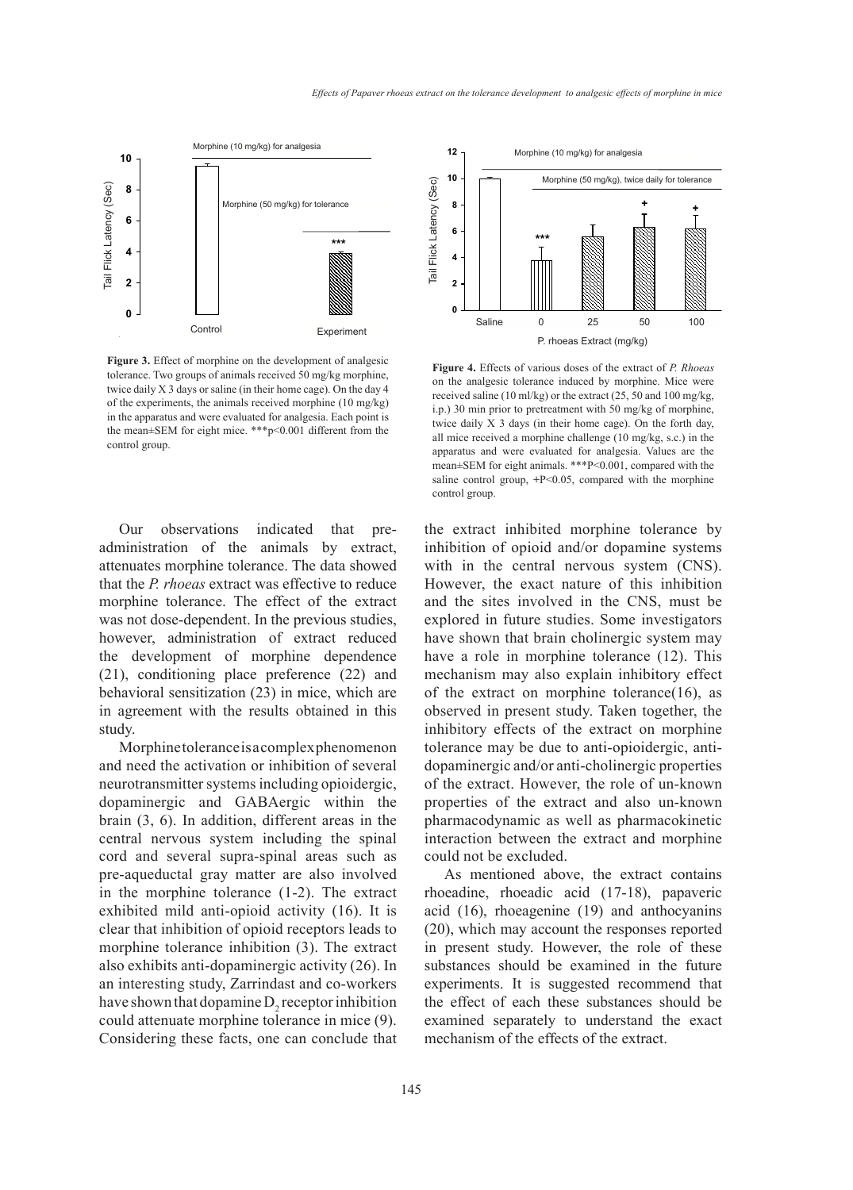**Figure 3.** Effect of morphine on the development of analgesic tolerance. Two groups of animals received 50 mg/kg morphine, twice daily X 3 days or saline (in their home cage). On the day 4 of the experiments, the animals received morphine (10 mg/kg) in the apparatus and were evaluated for analgesia. Each point is the mean±SEM for eight mice. ***p<0.001 different from the control group.

**Figure 4.** Effects of various doses of the extract of *P. Rhoeas* on the analgesic tolerance induced by morphine. Mice were received saline (10 ml/kg) or the extract (25, 50 and 100 mg/kg, i.p.) 30 min prior to pretreatment with 50 mg/kg of morphine, twice daily X 3 days (in their home cage). On the forth day, all mice received a morphine challenge (10 mg/kg, s.c.) in the apparatus and were evaluated for analgesia. Values are the mean±SEM for eight animals. ***P<0.001, compared with the saline control group, +P<0.05, compared with the morphine control group.

Our observations indicated that pre-administration of the animals by extract, attenuates morphine tolerance. The data showed that the *P. rhoeas* extract was effective to reduce morphine tolerance. The effect of the extract was not dose-dependent. In the previous studies, however, administration of extract reduced the development of morphine dependence (21), conditioning place preference (22) and behavioral sensitization (23) in mice, which are in agreement with the results obtained in this study.

Morphine tolerance is a complex phenomenon and need the activation or inhibition of several neurotransmitter systems including opioidergic, dopaminergic and GABAergic within the brain (3, 6). In addition, different areas in the central nervous system including the spinal cord and several supra-spinal areas such as pre-aqueductal gray matter are also involved in the morphine tolerance (1-2). The extract exhibited mild anti-opioid activity (16). It is clear that inhibition of opioid receptors leads to morphine tolerance inhibition (3). The extract also exhibits anti-dopaminergic activity (26). In an interesting study, Zarrindast and co-workers have shown that dopamine $D_2$ receptor inhibition could attenuate morphine tolerance in mice (9). Considering these facts, one can conclude that the extract inhibited morphine tolerance by inhibition of opioid and/or dopamine systems with in the central nervous system (CNS). However, the exact nature of this inhibition and the sites involved in the CNS, must be explored in future studies. Some investigators have shown that brain cholinergic system may have a role in morphine tolerance (12). This mechanism may also explain inhibitory effect of the extract on morphine tolerance(16), as observed in present study. Taken together, the inhibitory effects of the extract on morphine tolerance may be due to anti-opioidergic, anti-dopaminergic and/or anti-cholinergic properties of the extract. However, the role of un-known properties of the extract and also un-known pharmacodynamic as well as pharmacokinetic interaction between the extract and morphine could not be excluded.

As mentioned above, the extract contains rhoeadine, rhoeadic acid (17-18), papaveric acid (16), rhoeagenine (19) and anthocyanins (20), which may account the responses reported in present study. However, the role of these substances should be examined in the future experiments. It is suggested recommend that the effect of each these substances should be examined separately to understand the exact mechanism of the effects of the extract.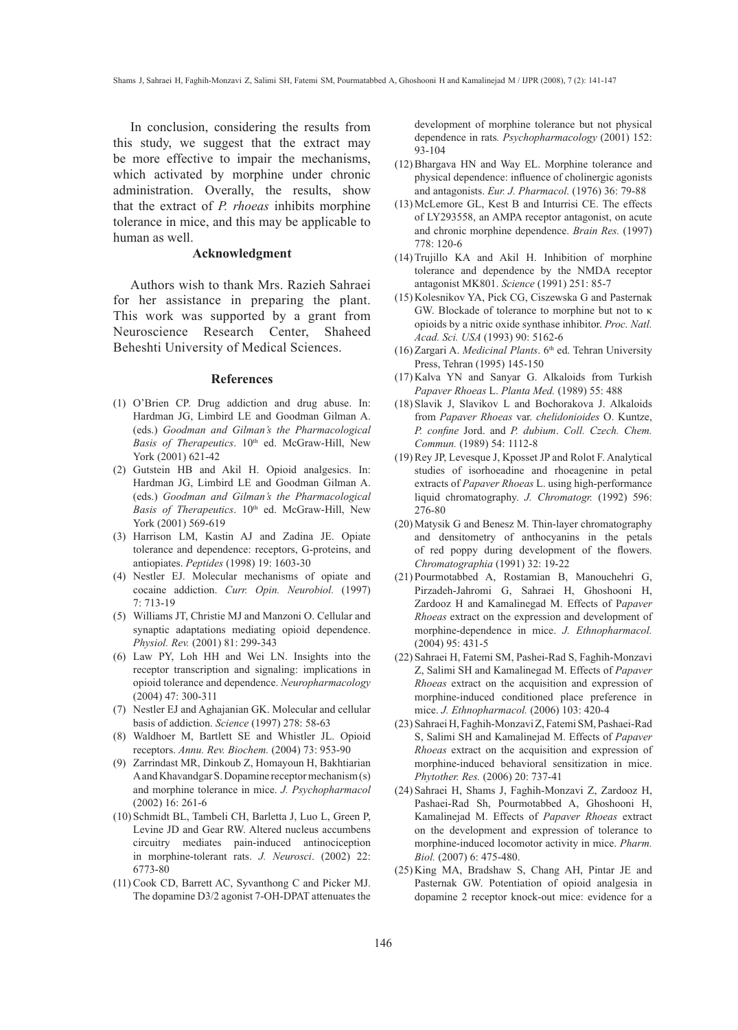In conclusion, considering the results from this study, we suggest that the extract may be more effective to impair the mechanisms, which activated by morphine under chronic administration. Overally, the results, show that the extract of *P. rhoeas* inhibits morphine tolerance in mice, and this may be applicable to human as well.

## Acknowledgment

Authors wish to thank Mrs. Razieh Sahraei for her assistance in preparing the plant. This work was supported by a grant from Neuroscience Research Center, Shaheed Beheshti University of Medical Sciences.

## References

(1) O'Brien CP. Drug addiction and drug abuse. In: Hardman JG, Limbird LE and Goodman Gilman A. (eds.) *Goodman and Gilman's the Pharmacological Basis of Therapeutics*. 10th ed. McGraw-Hill, New York (2001) 621-42

(2) Gutstein HB and Akil H. Opioid analgesics. In: Hardman JG, Limbird LE and Goodman Gilman A. (eds.) *Goodman and Gilman's the Pharmacological Basis of Therapeutics*. 10th ed. McGraw-Hill, New York (2001) 569-619

(3) Harrison LM, Kastin AJ and Zadina JE. Opiate tolerance and dependence: receptors, G-proteins, and antiopiates. *Peptides* (1998) 19: 1603-30

(4) Nestler EJ. Molecular mechanisms of opiate and cocaine addiction. *Curr. Opin. Neurobiol.* (1997) 7: 713-19

(5) Williams JT, Christie MJ and Manzoni O. Cellular and synaptic adaptations mediating opioid dependence. *Physiol. Rev.* (2001) 81: 299-343

(6) Law PY, Loh HH and Wei LN. Insights into the receptor transcription and signaling: implications in opioid tolerance and dependence. *Neuropharmacology* (2004) 47: 300-311

(7) Nestler EJ and Aghajanian GK. Molecular and cellular basis of addiction. *Science* (1997) 278: 58-63

(8) Waldhoer M, Bartlett SE and Whistler JL. Opioid receptors. *Annu. Rev. Biochem.* (2004) 73: 953-90

(9) Zarrindast MR, Dinkoub Z, Homayoun H, Bakhtiarian A and Khavandgar S. Dopamine receptor mechanism(s) and morphine tolerance in mice. *J. Psychopharmacol* (2002) 16: 261-6

(10) Schmidt BL, Tambeli CH, Barletta J, Luo L, Green P, Levine JD and Gear RW. Altered nucleus accumbens circuitry mediates pain-induced antinociception in morphine-tolerant rats. *J. Neurosci*. (2002) 22: 6773-80

(11) Cook CD, Barrett AC, Syvanthong C and Picker MJ. The dopamine D3/2 agonist 7-OH-DPAT attenuates the development of morphine tolerance but not physical dependence in rats*. Psychopharmacology* (2001) 152: 93-104

(12) Bhargava HN and Way EL. Morphine tolerance and physical dependence: influence of cholinergic agonists and antagonists. *Eur. J. Pharmacol.* (1976) 36: 79-88

(13) McLemore GL, Kest B and Inturrisi CE. The effects of LY293558, an AMPA receptor antagonist, on acute and chronic morphine dependence. *Brain Res.* (1997) 778: 120-6

(14) Trujillo KA and Akil H. Inhibition of morphine tolerance and dependence by the NMDA receptor antagonist MK801. *Science* (1991) 251: 85-7

(15) Kolesnikov YA, Pick CG, Ciszewska G and Pasternak GW. Blockade of tolerance to morphine but not to κ opioids by a nitric oxide synthase inhibitor. *Proc. Natl. Acad. Sci. USA* (1993) 90: 5162-6

(16) Zargari A. *Medicinal Plants*. 6th ed. Tehran University Press, Tehran (1995) 145-150

(17) Kalva YN and Sanyar G. Alkaloids from Turkish *Papaver Rhoeas* L. *Planta Med.* (1989) 55: 488

(18) Slavik J, Slavikov L and Bochorakova J. Alkaloids from *Papaver Rhoeas* var. *chelidonioides* O. Kuntze, *P. confine* Jord. and *P. dubium*. *Coll. Czech. Chem. Commun.* (1989) 54: 1112-8

(19) Rey JP, Levesque J, Kposset JP and Rolot F. Analytical studies of isorhoeadine and rhoeagenine in petal extracts of *Papaver Rhoeas* L. using high-performance liquid chromatography. *J. Chromatogr.* (1992) 596: 276-80

(20) Matysik G and Benesz M. Thin-layer chromatography and densitometry of anthocyanins in the petals of red poppy during development of the flowers. *Chromatographia* (1991) 32: 19-22

(21) Pourmotabbed A, Rostamian B, Manouchehri G, Pirzadeh-Jahromi G, Sahraei H, Ghoshooni H, Zardooz H and Kamalinegad M. Effects of P*apaver Rhoeas* extract on the expression and development of morphine-dependence in mice. *J. Ethnopharmacol.* (2004) 95: 431-5

(22) Sahraei H, Fatemi SM, Pashei-Rad S, Faghih-Monzavi Z, Salimi SH and Kamalinegad M. Effects of *Papaver Rhoeas* extract on the acquisition and expression of morphine-induced conditioned place preference in mice. *J. Ethnopharmacol.* (2006) 103: 420-4

(23) Sahraei H, Faghih-Monzavi Z, Fatemi SM, Pashaei-Rad S, Salimi SH and Kamalinejad M. Effects of *Papaver Rhoeas* extract on the acquisition and expression of morphine-induced behavioral sensitization in mice. *Phytother. Res.* (2006) 20: 737-41

(24) Sahraei H, Shams J, Faghih-Monzavi Z, Zardooz H, Pashaei-Rad Sh, Pourmotabbed A, Ghoshooni H, Kamalinejad M. Effects of *Papaver Rhoeas* extract on the development and expression of tolerance to morphine-induced locomotor activity in mice. *Pharm. Biol.* (2007) 6: 475-480.

(25) King MA, Bradshaw S, Chang AH, Pintar JE and Pasternak GW. Potentiation of opioid analgesia in dopamine 2 receptor knock-out mice: evidence for a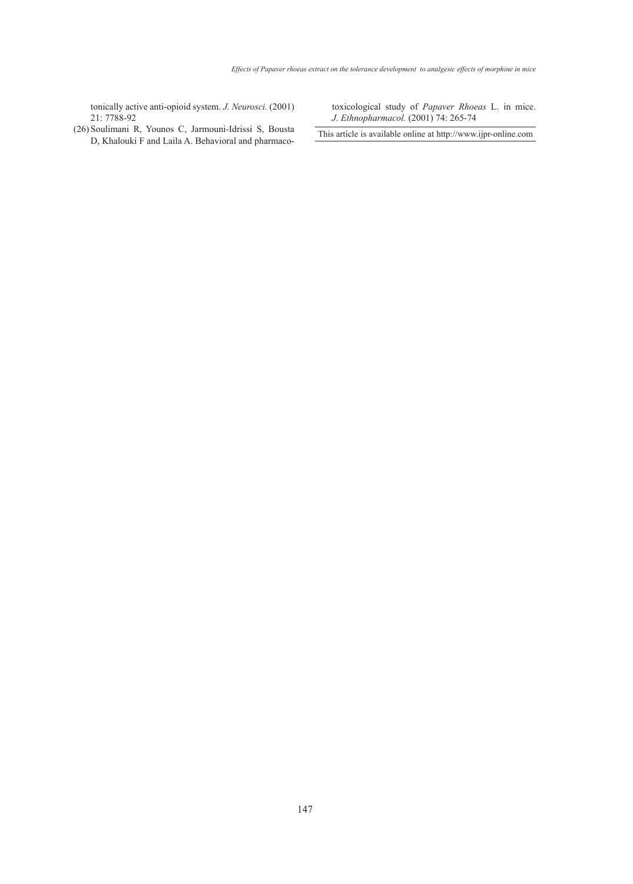tonically active anti-opioid system. *J. Neurosci.* (2001) 21: 7788-92

(26) Soulimani R, Younos C, Jarmouni-Idrissi S, Bousta D, Khalouki F and Laila A. Behavioral and pharmaco-toxicological study of *Papaver Rhoeas* L. in mice. *J. Ethnopharmacol.* (2001) 74: 265-74

This article is available online at http://www.ijpr-online.com